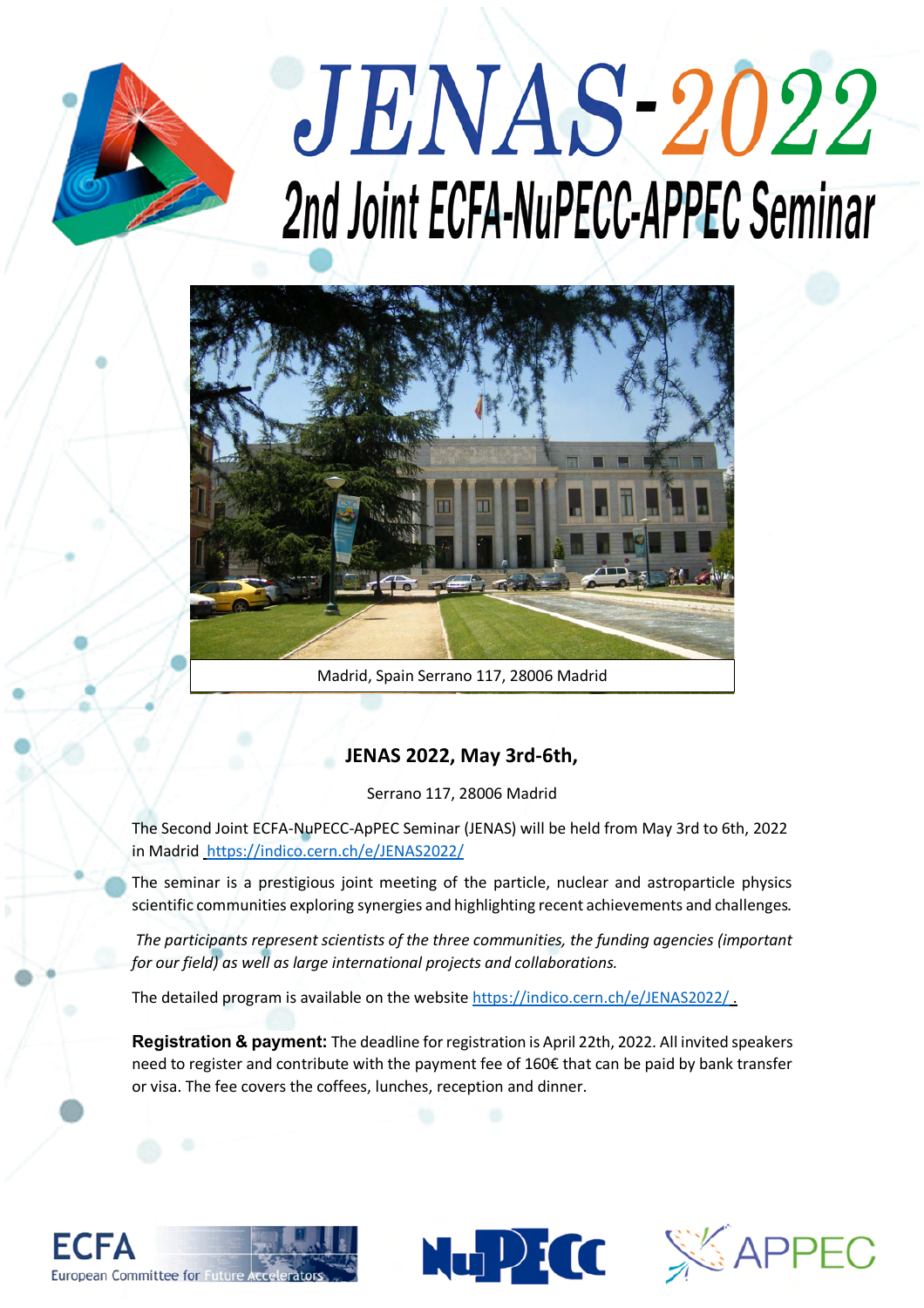# JENAS-2022

## 2nd Joint ECFA-NuPECC-APPEC Seminar

Madrid, Spain Serrano 117, 28006 Madrid

### JENAS 2022, May 3rd-6th,

Serrano 117, 28006 Madrid

The Second Joint ECFA-NuPECC-ApPEC Seminar (JENAS) will be held from May 3rd to 6th, 2022 in Madrid https://indico.cern.ch/e/JENAS2022/

The seminar is a prestigious joint meeting of the particle, nuclear and astroparticle physics scientific communities exploring synergies and highlighting recent achievements and challenges.

*The participants represent scientists of the three communities, the funding agencies (important for our field) as well as large international projects and collaborations.*

The detailed program is available on the website https://indico.cern.ch/e/JENAS2022/ .

**Registration & payment:** The deadline for registration is April 22th, 2022. All invited speakers need to register and contribute with the payment fee of 160€ that can be paid by bank transfer or visa. The fee covers the coffees, lunches, reception and dinner.

ECFA European Committee for Future Accelerators

NuPECC

APPEC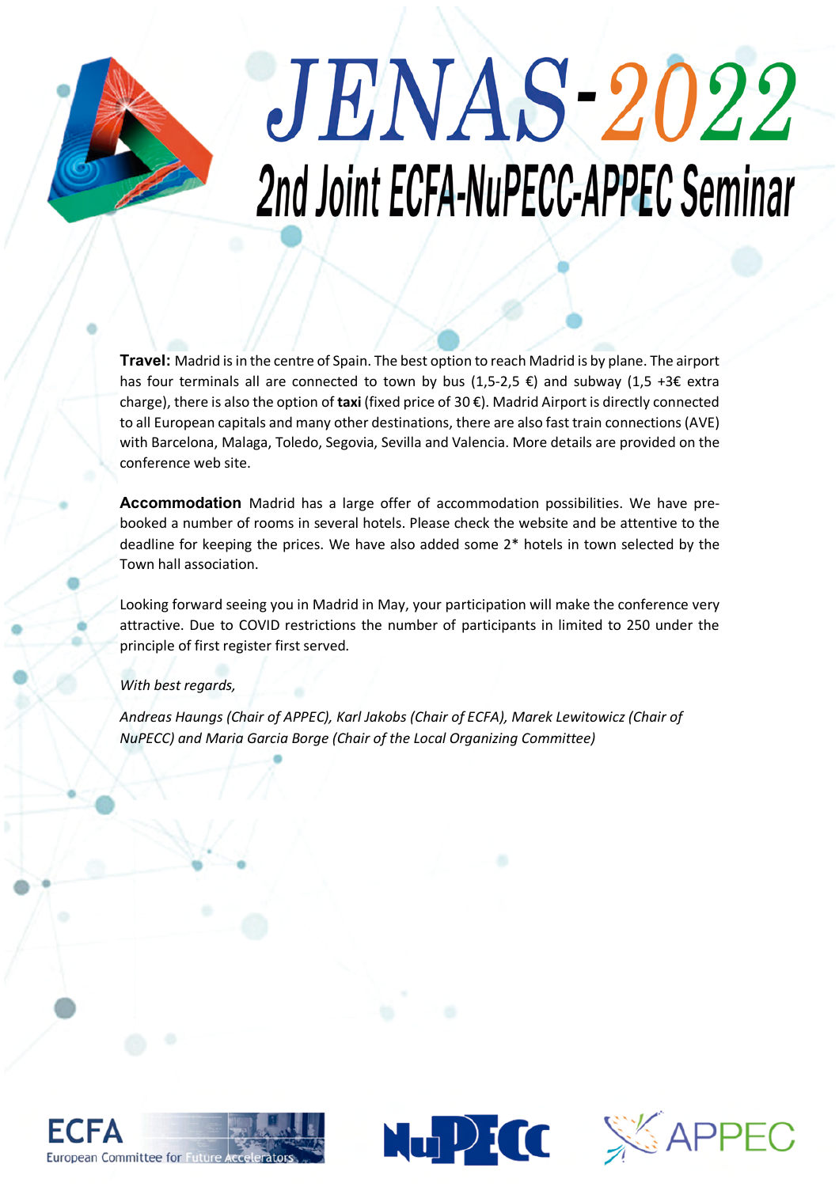# JENAS-2022

## 2nd Joint ECFA-NuPECC-APPEC Seminar

**Travel:** Madrid is in the centre of Spain. The best option to reach Madrid is by plane. The airport has four terminals all are connected to town by bus (1,5-2,5 €) and subway (1,5 +3€ extra charge), there is also the option of **taxi** (fixed price of 30 €). Madrid Airport is directly connected to all European capitals and many other destinations, there are also fast train connections (AVE) with Barcelona, Malaga, Toledo, Segovia, Sevilla and Valencia. More details are provided on the conference web site.

**Accommodation** Madrid has a large offer of accommodation possibilities. We have pre-booked a number of rooms in several hotels. Please check the website and be attentive to the deadline for keeping the prices. We have also added some 2* hotels in town selected by the Town hall association.

Looking forward seeing you in Madrid in May, your participation will make the conference very attractive. Due to COVID restrictions the number of participants in limited to 250 under the principle of first register first served.

*With best regards,*

*Andreas Haungs (Chair of APPEC), Karl Jakobs (Chair of ECFA), Marek Lewitowicz (Chair of NuPECC) and Maria Garcia Borge (Chair of the Local Organizing Committee)*

ECFA European Committee for Future Accelerators

NuPECC

APPEC